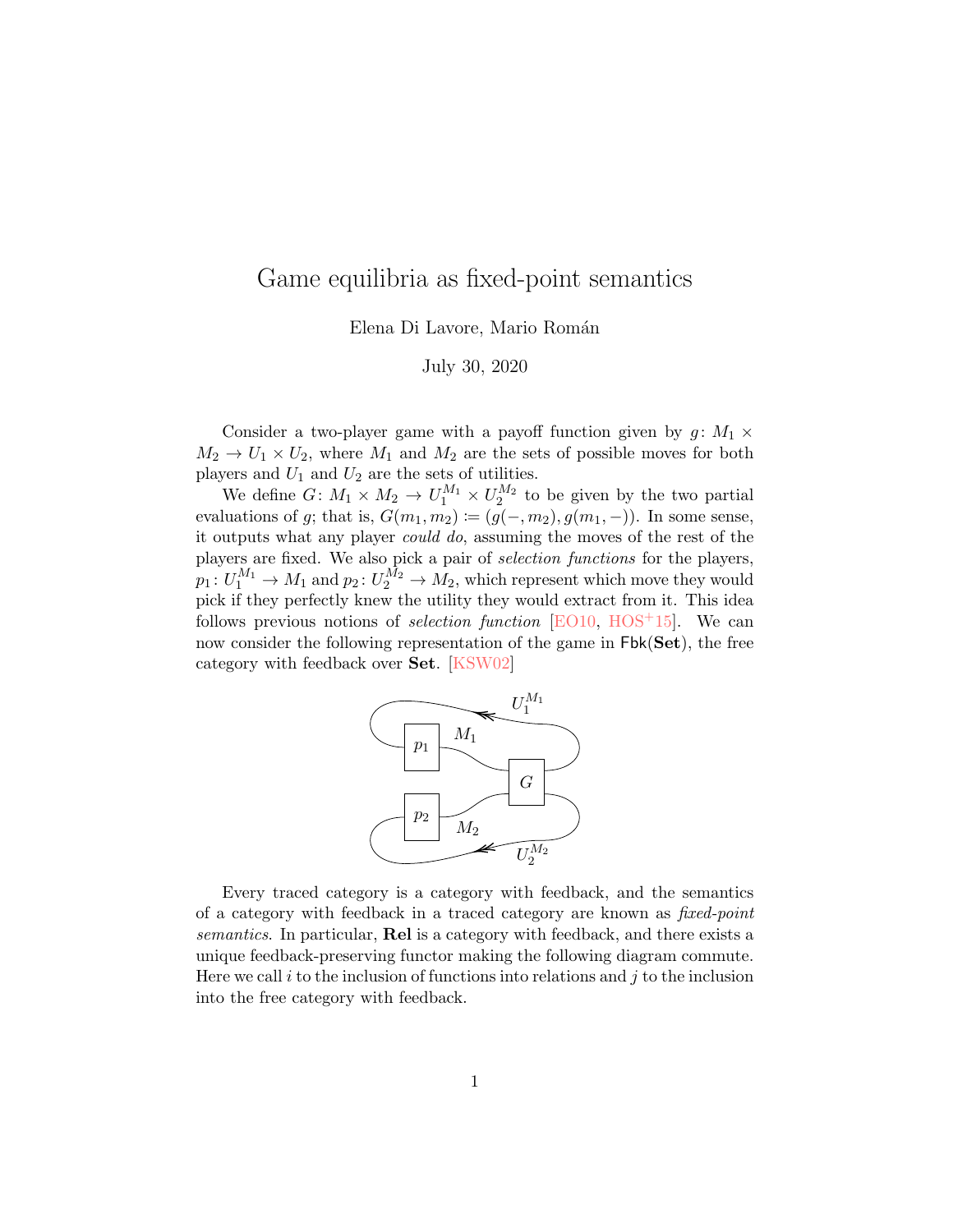# Game equilibria as fixed-point semantics

Elena Di Lavore, Mario Román

July 30, 2020

Consider a two-player game with a payoff function given by $g\colon M_1 \times M_2 \to U_1 \times U_2$, where $M_1$ and $M_2$ are the sets of possible moves for both players and $U_1$ and $U_2$ are the sets of utilities.

We define $G\colon M_1 \times M_2 \to U_1^{M_1} \times U_2^{M_2}$ to be given by the two partial evaluations of $g$; that is, $G(m_1, m_2) \coloneqq (g(-, m_2), g(m_1, -))$. In some sense, it outputs what any player *could do*, assuming the moves of the rest of the players are fixed. We also pick a pair of *selection functions* for the players, $p_1\colon U_1^{M_1} \to M_1$ and $p_2\colon U_2^{M_2} \to M_2$, which represent which move they would pick if they perfectly knew the utility they would extract from it. This idea follows previous notions of *selection function* [EO10, HOS+15]. We can now consider the following representation of the game in $\mathsf{Fbk}(\mathbf{Set})$, the free category with feedback over **Set**. [KSW02]

Every traced category is a category with feedback, and the semantics of a category with feedback in a traced category are known as *fixed-point semantics*. In particular, **Rel** is a category with feedback, and there exists a unique feedback-preserving functor making the following diagram commute. Here we call $i$ to the inclusion of functions into relations and $j$ to the inclusion into the free category with feedback.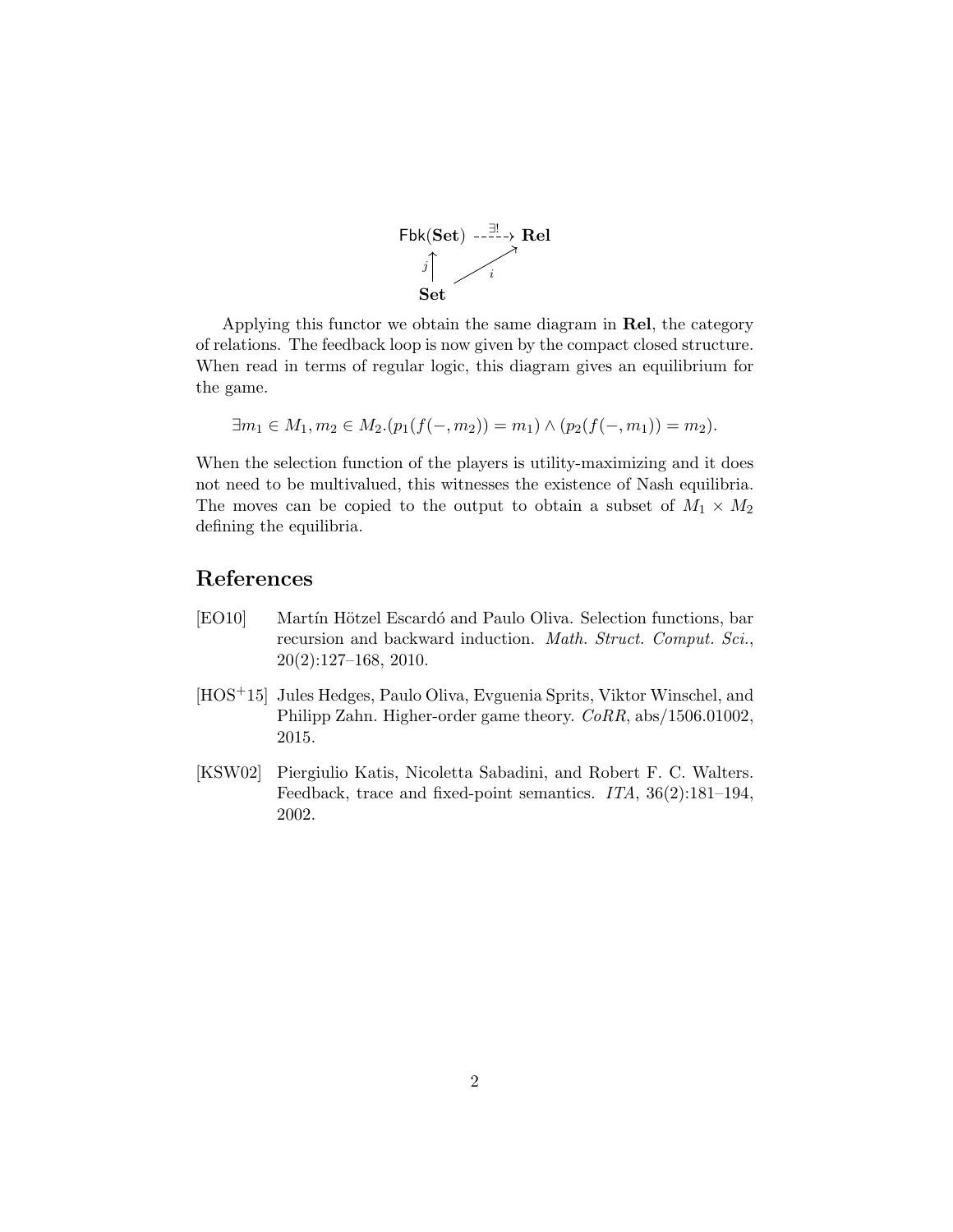$$
\begin{array}{ccc}
\mathsf{Fbk}(\mathbf{Set}) & \overset{\exists!}{\dashrightarrow} & \mathbf{Rel} \\
{\scriptstyle j}\uparrow & \nearrow_{i} & \\
\mathbf{Set} & &
\end{array}
$$

Applying this functor we obtain the same diagram in **Rel**, the category of relations. The feedback loop is now given by the compact closed structure. When read in terms of regular logic, this diagram gives an equilibrium for the game.

$$\exists m_1 \in M_1, m_2 \in M_2.(p_1(f(-, m_2)) = m_1) \wedge (p_2(f(-, m_1)) = m_2).$$

When the selection function of the players is utility-maximizing and it does not need to be multivalued, this witnesses the existence of Nash equilibria. The moves can be copied to the output to obtain a subset of $M_1 \times M_2$ defining the equilibria.

## References

[EO10] Martín Hötzel Escardó and Paulo Oliva. Selection functions, bar recursion and backward induction. *Math. Struct. Comput. Sci.*, 20(2):127–168, 2010.

[HOS+15] Jules Hedges, Paulo Oliva, Evguenia Sprits, Viktor Winschel, and Philipp Zahn. Higher-order game theory. *CoRR*, abs/1506.01002, 2015.

[KSW02] Piergiulio Katis, Nicoletta Sabadini, and Robert F. C. Walters. Feedback, trace and fixed-point semantics. *ITA*, 36(2):181–194, 2002.